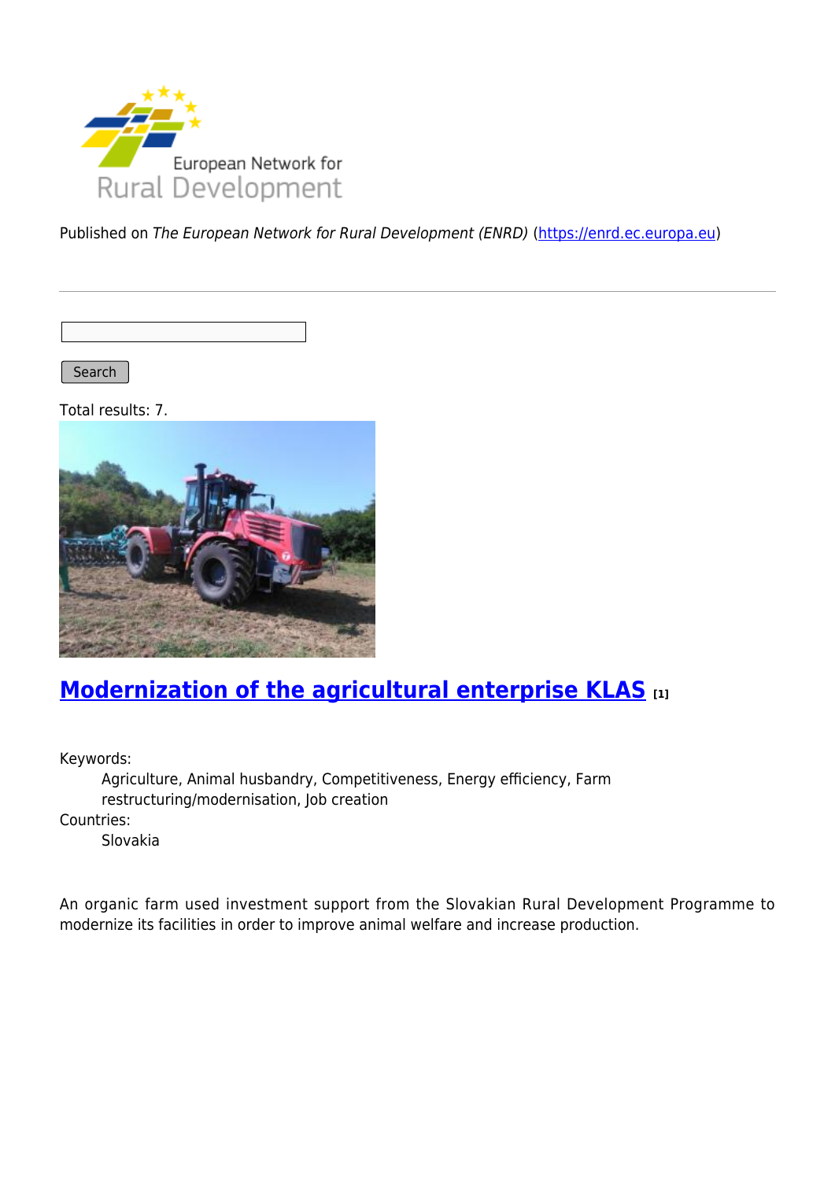Published on *The European Network for Rural Development (ENRD)* (https://enrd.ec.europa.eu)

Search

Total results: 7.

## Modernization of the agricultural enterprise KLAS [1]

Keywords:
: Agriculture, Animal husbandry, Competitiveness, Energy efficiency, Farm restructuring/modernisation, Job creation

Countries:
: Slovakia

An organic farm used investment support from the Slovakian Rural Development Programme to modernize its facilities in order to improve animal welfare and increase production.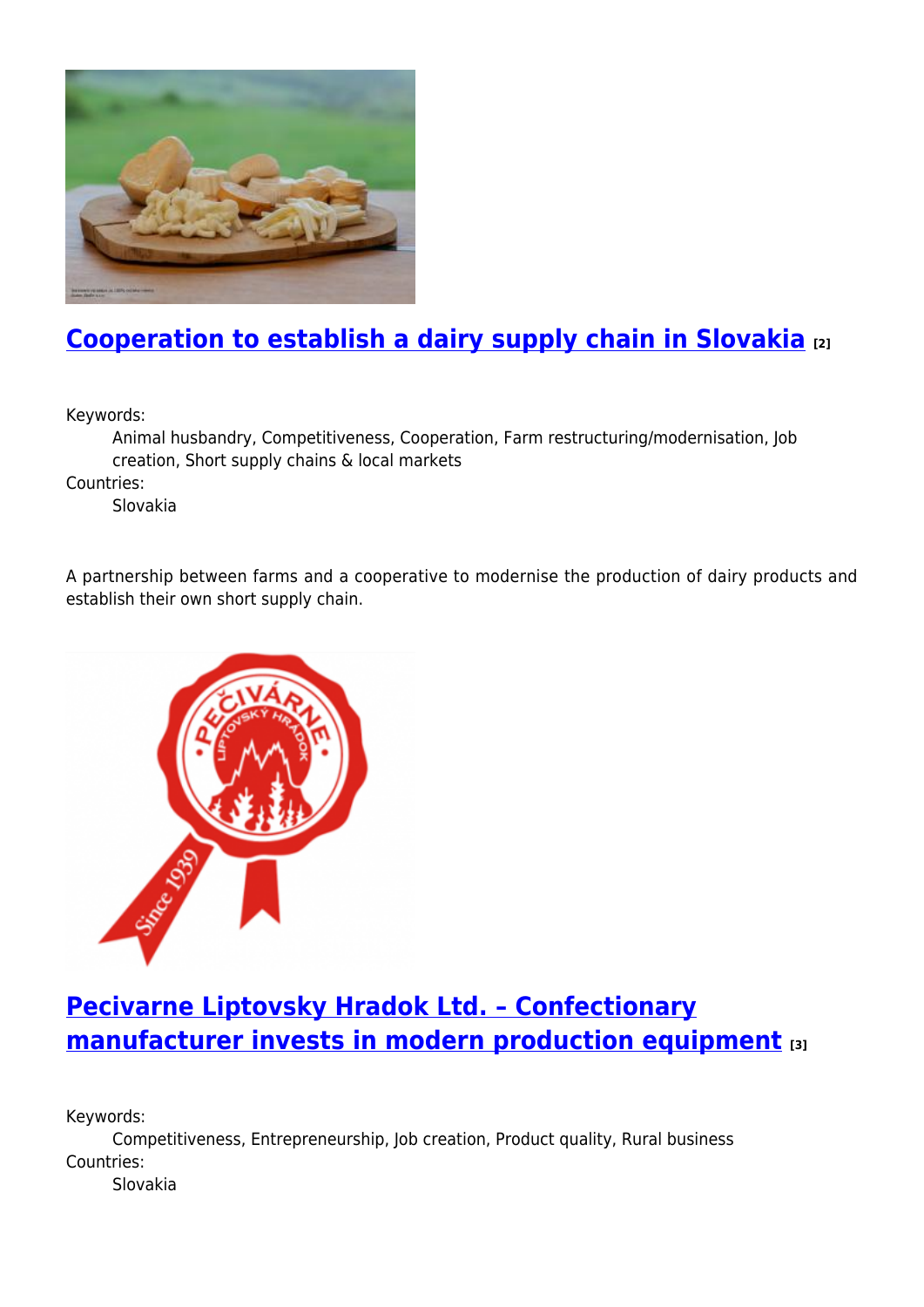## [Cooperation to establish a dairy supply chain in Slovakia](#) [2]

Keywords:
: Animal husbandry, Competitiveness, Cooperation, Farm restructuring/modernisation, Job creation, Short supply chains & local markets

Countries:
: Slovakia

A partnership between farms and a cooperative to modernise the production of dairy products and establish their own short supply chain.

## [Pecivarne Liptovsky Hradok Ltd. – Confectionary manufacturer invests in modern production equipment](#) [3]

Keywords:
: Competitiveness, Entrepreneurship, Job creation, Product quality, Rural business

Countries:
: Slovakia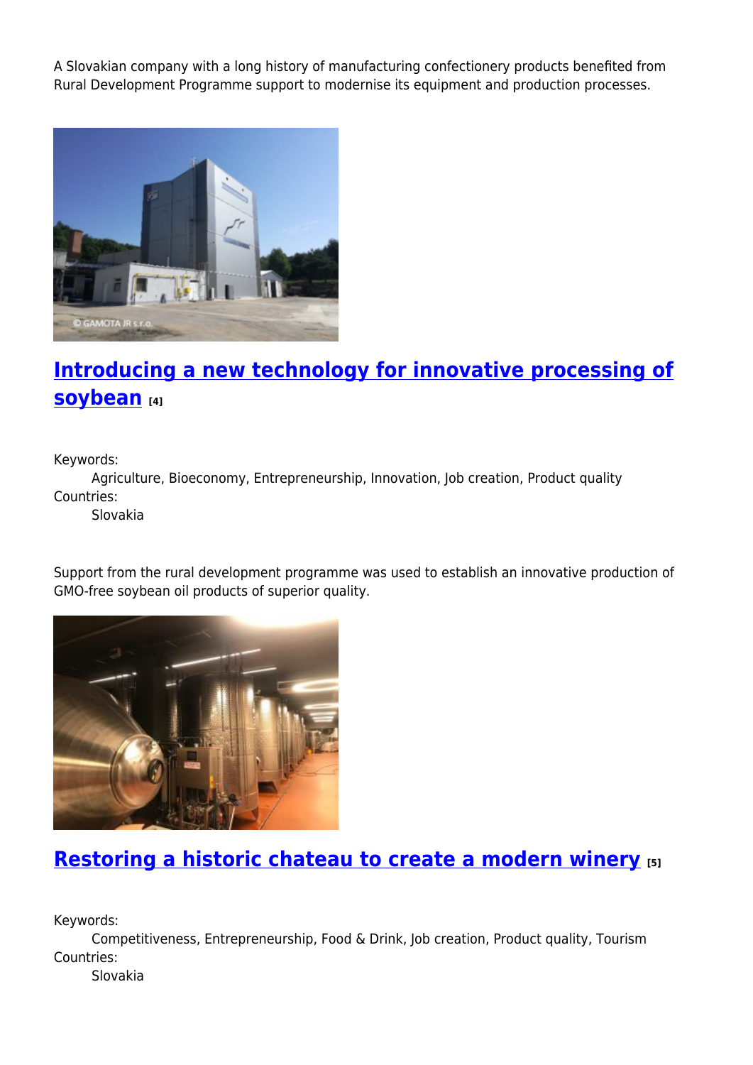A Slovakian company with a long history of manufacturing confectionery products benefited from Rural Development Programme support to modernise its equipment and production processes.

## Introducing a new technology for innovative processing of soybean [4]

Keywords:
Agriculture, Bioeconomy, Entrepreneurship, Innovation, Job creation, Product quality

Countries:
Slovakia

Support from the rural development programme was used to establish an innovative production of GMO-free soybean oil products of superior quality.

## Restoring a historic chateau to create a modern winery [5]

Keywords:
Competitiveness, Entrepreneurship, Food & Drink, Job creation, Product quality, Tourism

Countries:
Slovakia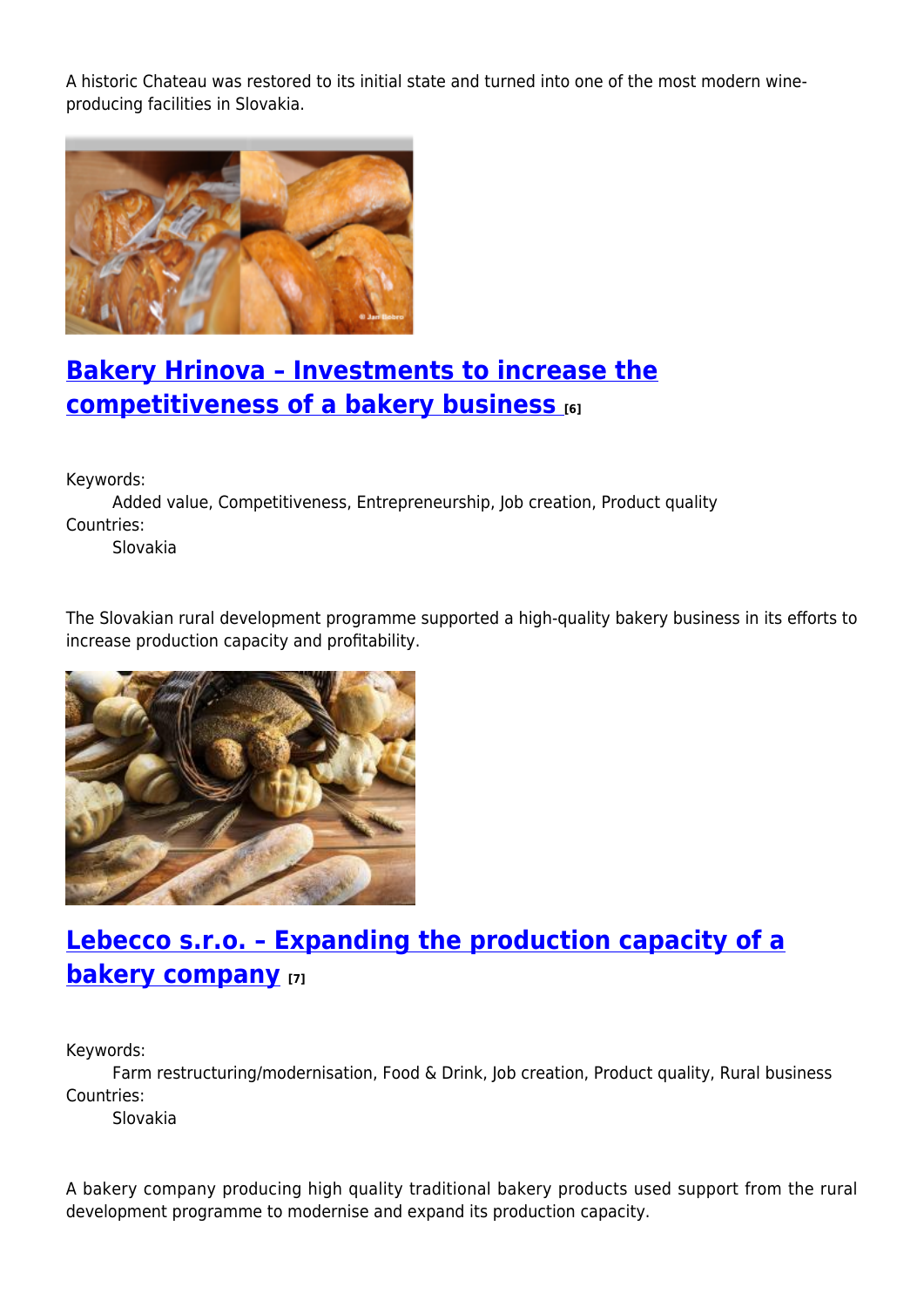A historic Chateau was restored to its initial state and turned into one of the most modern wine-producing facilities in Slovakia.

## Bakery Hrinova – Investments to increase the competitiveness of a bakery business [6]

Keywords:
  Added value, Competitiveness, Entrepreneurship, Job creation, Product quality
Countries:
  Slovakia

The Slovakian rural development programme supported a high-quality bakery business in its efforts to increase production capacity and profitability.

## Lebecco s.r.o. – Expanding the production capacity of a bakery company [7]

Keywords:
  Farm restructuring/modernisation, Food & Drink, Job creation, Product quality, Rural business
Countries:
  Slovakia

A bakery company producing high quality traditional bakery products used support from the rural development programme to modernise and expand its production capacity.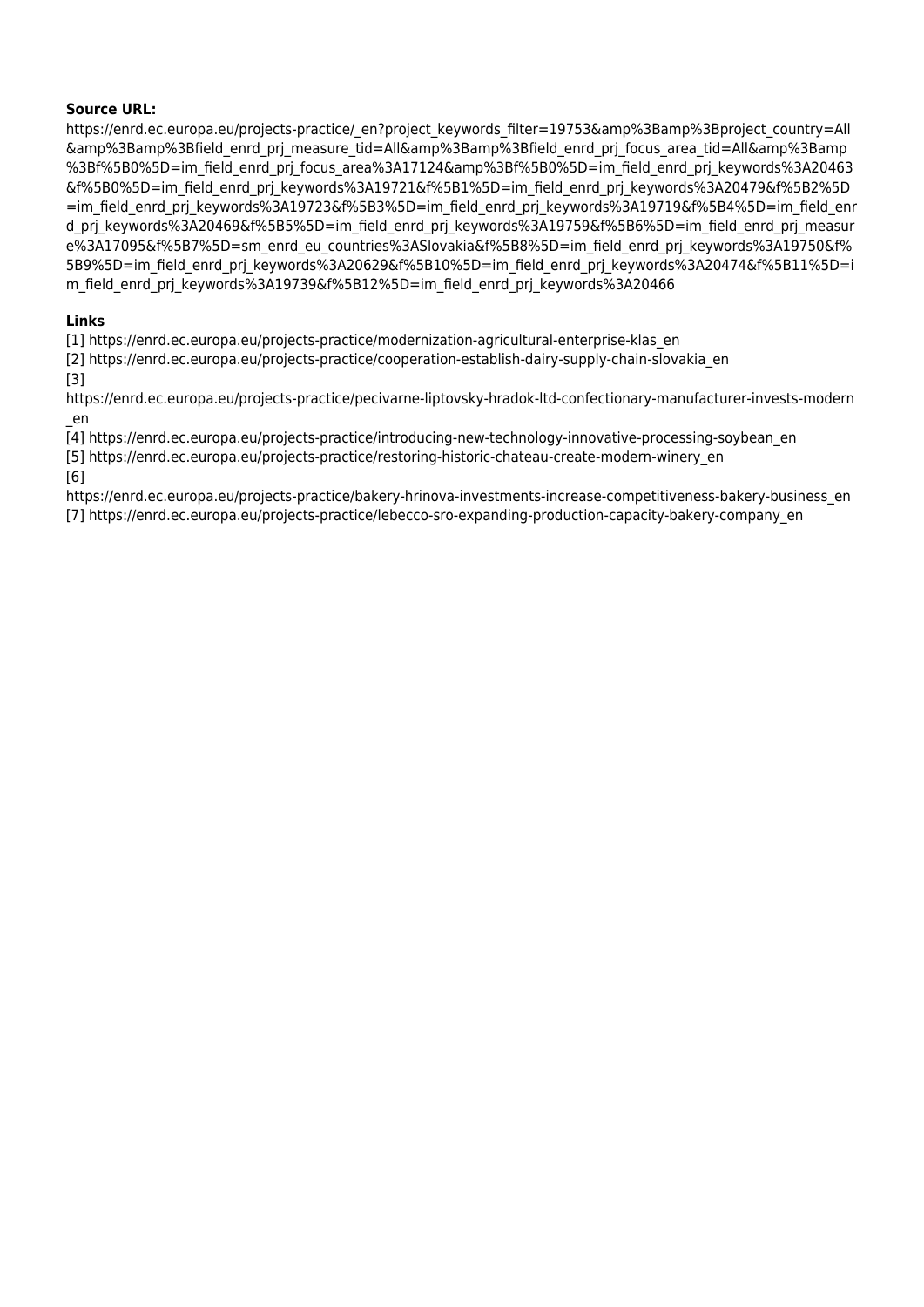**Source URL:**
https://enrd.ec.europa.eu/projects-practice/_en?project_keywords_filter=19753&amp%3Bamp%3Bproject_country=All&amp%3Bamp%3Bfield_enrd_prj_measure_tid=All&amp%3Bamp%3Bfield_enrd_prj_focus_area_tid=All&amp%3Bamp%3Bf%5B0%5D=im_field_enrd_prj_focus_area%3A17124&amp%3Bf%5B0%5D=im_field_enrd_prj_keywords%3A20463&f%5B0%5D=im_field_enrd_prj_keywords%3A19721&f%5B1%5D=im_field_enrd_prj_keywords%3A20479&f%5B2%5D=im_field_enrd_prj_keywords%3A19723&f%5B3%5D=im_field_enrd_prj_keywords%3A19719&f%5B4%5D=im_field_enrd_prj_keywords%3A20469&f%5B5%5D=im_field_enrd_prj_keywords%3A19759&f%5B6%5D=im_field_enrd_prj_measure%3A17095&f%5B7%5D=sm_enrd_eu_countries%3ASlovakia&f%5B8%5D=im_field_enrd_prj_keywords%3A19750&f%5B9%5D=im_field_enrd_prj_keywords%3A20629&f%5B10%5D=im_field_enrd_prj_keywords%3A20474&f%5B11%5D=im_field_enrd_prj_keywords%3A19739&f%5B12%5D=im_field_enrd_prj_keywords%3A20466

**Links**
[1] https://enrd.ec.europa.eu/projects-practice/modernization-agricultural-enterprise-klas_en
[2] https://enrd.ec.europa.eu/projects-practice/cooperation-establish-dairy-supply-chain-slovakia_en
[3] https://enrd.ec.europa.eu/projects-practice/pecivarne-liptovsky-hradok-ltd-confectionary-manufacturer-invests-modern_en
[4] https://enrd.ec.europa.eu/projects-practice/introducing-new-technology-innovative-processing-soybean_en
[5] https://enrd.ec.europa.eu/projects-practice/restoring-historic-chateau-create-modern-winery_en
[6] https://enrd.ec.europa.eu/projects-practice/bakery-hrinova-investments-increase-competitiveness-bakery-business_en
[7] https://enrd.ec.europa.eu/projects-practice/lebecco-sro-expanding-production-capacity-bakery-company_en